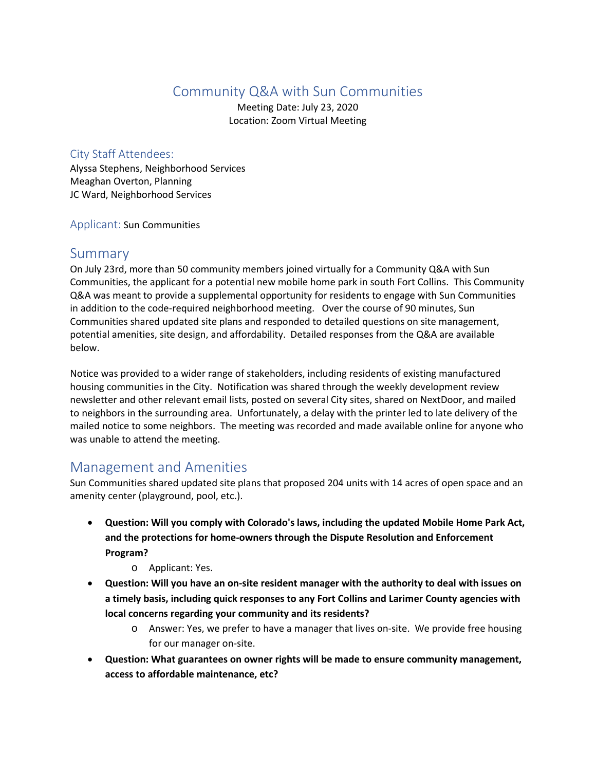# Community Q&A with Sun Communities

Meeting Date: July 23, 2020
Location: Zoom Virtual Meeting

## City Staff Attendees:

Alyssa Stephens, Neighborhood Services
Meaghan Overton, Planning
JC Ward, Neighborhood Services

## Applicant: Sun Communities

## Summary

On July 23rd, more than 50 community members joined virtually for a Community Q&A with Sun Communities, the applicant for a potential new mobile home park in south Fort Collins. This Community Q&A was meant to provide a supplemental opportunity for residents to engage with Sun Communities in addition to the code-required neighborhood meeting. Over the course of 90 minutes, Sun Communities shared updated site plans and responded to detailed questions on site management, potential amenities, site design, and affordability. Detailed responses from the Q&A are available below.

Notice was provided to a wider range of stakeholders, including residents of existing manufactured housing communities in the City. Notification was shared through the weekly development review newsletter and other relevant email lists, posted on several City sites, shared on NextDoor, and mailed to neighbors in the surrounding area. Unfortunately, a delay with the printer led to late delivery of the mailed notice to some neighbors. The meeting was recorded and made available online for anyone who was unable to attend the meeting.

## Management and Amenities

Sun Communities shared updated site plans that proposed 204 units with 14 acres of open space and an amenity center (playground, pool, etc.).

- **Question: Will you comply with Colorado's laws, including the updated Mobile Home Park Act, and the protections for home-owners through the Dispute Resolution and Enforcement Program?**
  - Applicant: Yes.
- **Question: Will you have an on-site resident manager with the authority to deal with issues on a timely basis, including quick responses to any Fort Collins and Larimer County agencies with local concerns regarding your community and its residents?**
  - Answer: Yes, we prefer to have a manager that lives on-site. We provide free housing for our manager on-site.
- **Question: What guarantees on owner rights will be made to ensure community management, access to affordable maintenance, etc?**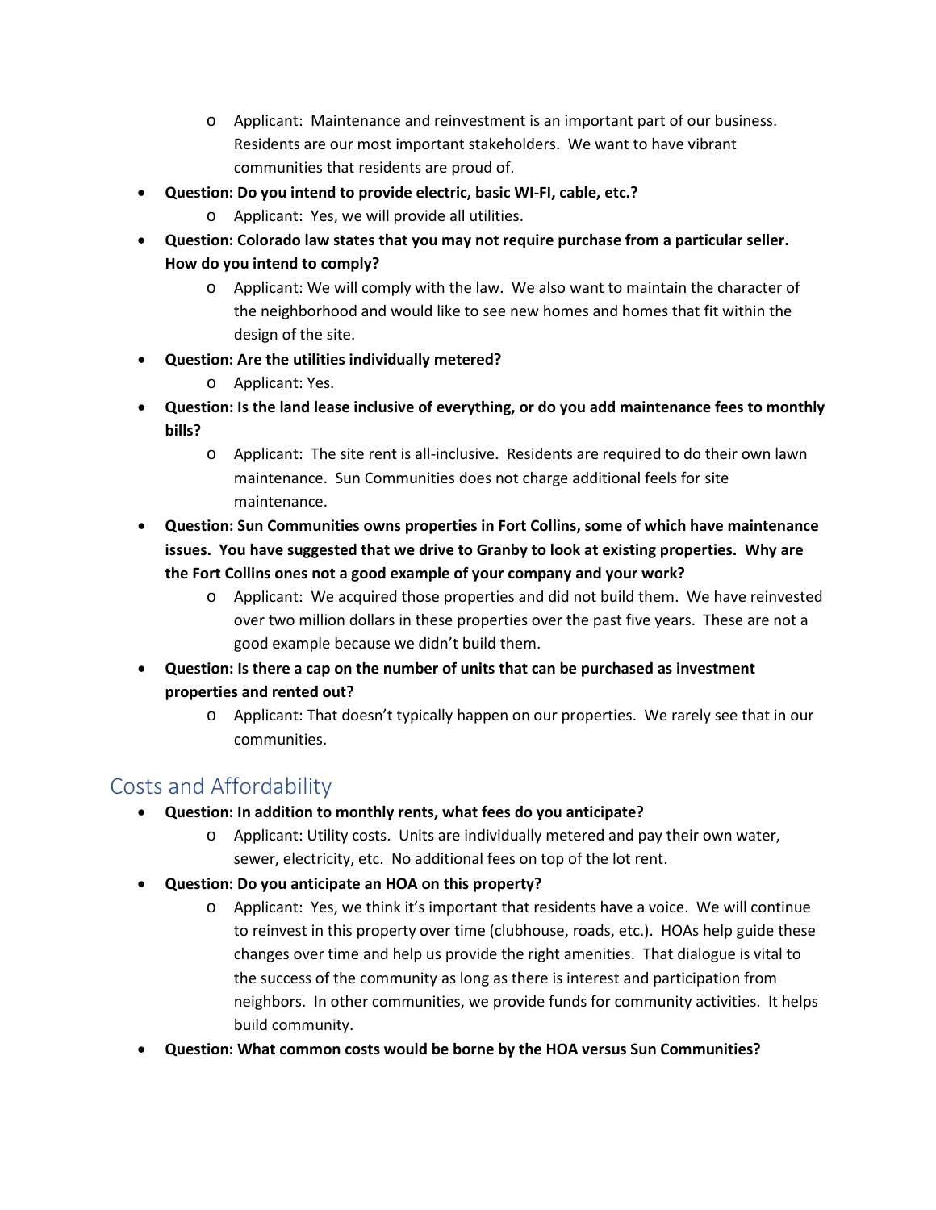- Applicant: Maintenance and reinvestment is an important part of our business. Residents are our most important stakeholders. We want to have vibrant communities that residents are proud of.
- **Question: Do you intend to provide electric, basic WI-FI, cable, etc.?**
  - Applicant: Yes, we will provide all utilities.
- **Question: Colorado law states that you may not require purchase from a particular seller. How do you intend to comply?**
  - Applicant: We will comply with the law. We also want to maintain the character of the neighborhood and would like to see new homes and homes that fit within the design of the site.
- **Question: Are the utilities individually metered?**
  - Applicant: Yes.
- **Question: Is the land lease inclusive of everything, or do you add maintenance fees to monthly bills?**
  - Applicant: The site rent is all-inclusive. Residents are required to do their own lawn maintenance. Sun Communities does not charge additional feels for site maintenance.
- **Question: Sun Communities owns properties in Fort Collins, some of which have maintenance issues. You have suggested that we drive to Granby to look at existing properties. Why are the Fort Collins ones not a good example of your company and your work?**
  - Applicant: We acquired those properties and did not build them. We have reinvested over two million dollars in these properties over the past five years. These are not a good example because we didn't build them.
- **Question: Is there a cap on the number of units that can be purchased as investment properties and rented out?**
  - Applicant: That doesn't typically happen on our properties. We rarely see that in our communities.

## Costs and Affordability

- **Question: In addition to monthly rents, what fees do you anticipate?**
  - Applicant: Utility costs. Units are individually metered and pay their own water, sewer, electricity, etc. No additional fees on top of the lot rent.
- **Question: Do you anticipate an HOA on this property?**
  - Applicant: Yes, we think it's important that residents have a voice. We will continue to reinvest in this property over time (clubhouse, roads, etc.). HOAs help guide these changes over time and help us provide the right amenities. That dialogue is vital to the success of the community as long as there is interest and participation from neighbors. In other communities, we provide funds for community activities. It helps build community.
- **Question: What common costs would be borne by the HOA versus Sun Communities?**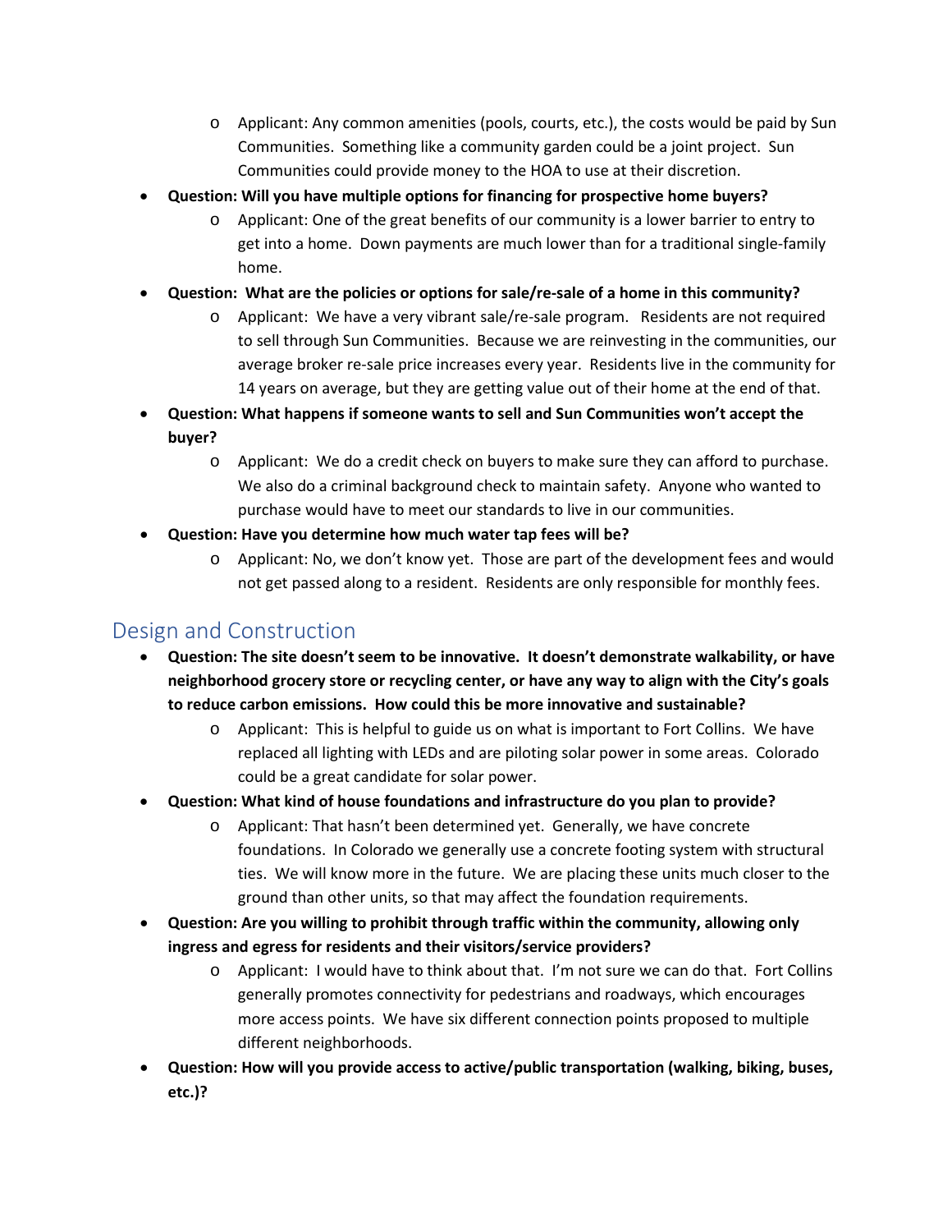- Applicant: Any common amenities (pools, courts, etc.), the costs would be paid by Sun Communities. Something like a community garden could be a joint project. Sun Communities could provide money to the HOA to use at their discretion.
- **Question: Will you have multiple options for financing for prospective home buyers?**
    - Applicant: One of the great benefits of our community is a lower barrier to entry to get into a home. Down payments are much lower than for a traditional single-family home.
- **Question: What are the policies or options for sale/re-sale of a home in this community?**
    - Applicant: We have a very vibrant sale/re-sale program. Residents are not required to sell through Sun Communities. Because we are reinvesting in the communities, our average broker re-sale price increases every year. Residents live in the community for 14 years on average, but they are getting value out of their home at the end of that.
- **Question: What happens if someone wants to sell and Sun Communities won't accept the buyer?**
    - Applicant: We do a credit check on buyers to make sure they can afford to purchase. We also do a criminal background check to maintain safety. Anyone who wanted to purchase would have to meet our standards to live in our communities.
- **Question: Have you determine how much water tap fees will be?**
    - Applicant: No, we don't know yet. Those are part of the development fees and would not get passed along to a resident. Residents are only responsible for monthly fees.

## Design and Construction

- **Question: The site doesn't seem to be innovative. It doesn't demonstrate walkability, or have neighborhood grocery store or recycling center, or have any way to align with the City's goals to reduce carbon emissions. How could this be more innovative and sustainable?**
    - Applicant: This is helpful to guide us on what is important to Fort Collins. We have replaced all lighting with LEDs and are piloting solar power in some areas. Colorado could be a great candidate for solar power.
- **Question: What kind of house foundations and infrastructure do you plan to provide?**
    - Applicant: That hasn't been determined yet. Generally, we have concrete foundations. In Colorado we generally use a concrete footing system with structural ties. We will know more in the future. We are placing these units much closer to the ground than other units, so that may affect the foundation requirements.
- **Question: Are you willing to prohibit through traffic within the community, allowing only ingress and egress for residents and their visitors/service providers?**
    - Applicant: I would have to think about that. I'm not sure we can do that. Fort Collins generally promotes connectivity for pedestrians and roadways, which encourages more access points. We have six different connection points proposed to multiple different neighborhoods.
- **Question: How will you provide access to active/public transportation (walking, biking, buses, etc.)?**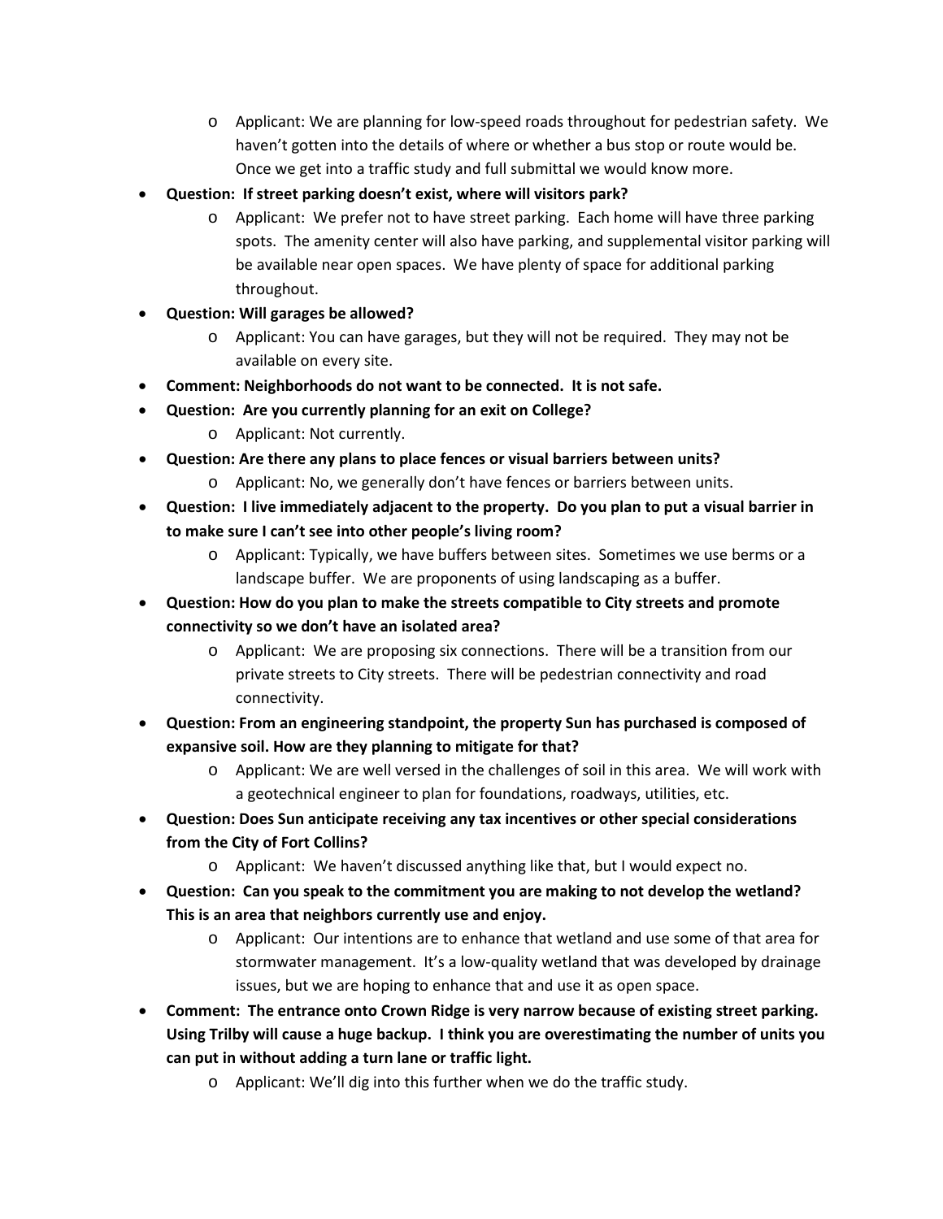- Applicant: We are planning for low-speed roads throughout for pedestrian safety. We haven't gotten into the details of where or whether a bus stop or route would be. Once we get into a traffic study and full submittal we would know more.

- **Question: If street parking doesn't exist, where will visitors park?**
  - Applicant: We prefer not to have street parking. Each home will have three parking spots. The amenity center will also have parking, and supplemental visitor parking will be available near open spaces. We have plenty of space for additional parking throughout.
- **Question: Will garages be allowed?**
  - Applicant: You can have garages, but they will not be required. They may not be available on every site.
- **Comment: Neighborhoods do not want to be connected. It is not safe.**
- **Question: Are you currently planning for an exit on College?**
  - Applicant: Not currently.
- **Question: Are there any plans to place fences or visual barriers between units?**
  - Applicant: No, we generally don't have fences or barriers between units.
- **Question: I live immediately adjacent to the property. Do you plan to put a visual barrier in to make sure I can't see into other people's living room?**
  - Applicant: Typically, we have buffers between sites. Sometimes we use berms or a landscape buffer. We are proponents of using landscaping as a buffer.
- **Question: How do you plan to make the streets compatible to City streets and promote connectivity so we don't have an isolated area?**
  - Applicant: We are proposing six connections. There will be a transition from our private streets to City streets. There will be pedestrian connectivity and road connectivity.
- **Question: From an engineering standpoint, the property Sun has purchased is composed of expansive soil. How are they planning to mitigate for that?**
  - Applicant: We are well versed in the challenges of soil in this area. We will work with a geotechnical engineer to plan for foundations, roadways, utilities, etc.
- **Question: Does Sun anticipate receiving any tax incentives or other special considerations from the City of Fort Collins?**
  - Applicant: We haven't discussed anything like that, but I would expect no.
- **Question: Can you speak to the commitment you are making to not develop the wetland? This is an area that neighbors currently use and enjoy.**
  - Applicant: Our intentions are to enhance that wetland and use some of that area for stormwater management. It's a low-quality wetland that was developed by drainage issues, but we are hoping to enhance that and use it as open space.
- **Comment: The entrance onto Crown Ridge is very narrow because of existing street parking. Using Trilby will cause a huge backup. I think you are overestimating the number of units you can put in without adding a turn lane or traffic light.**
  - Applicant: We'll dig into this further when we do the traffic study.